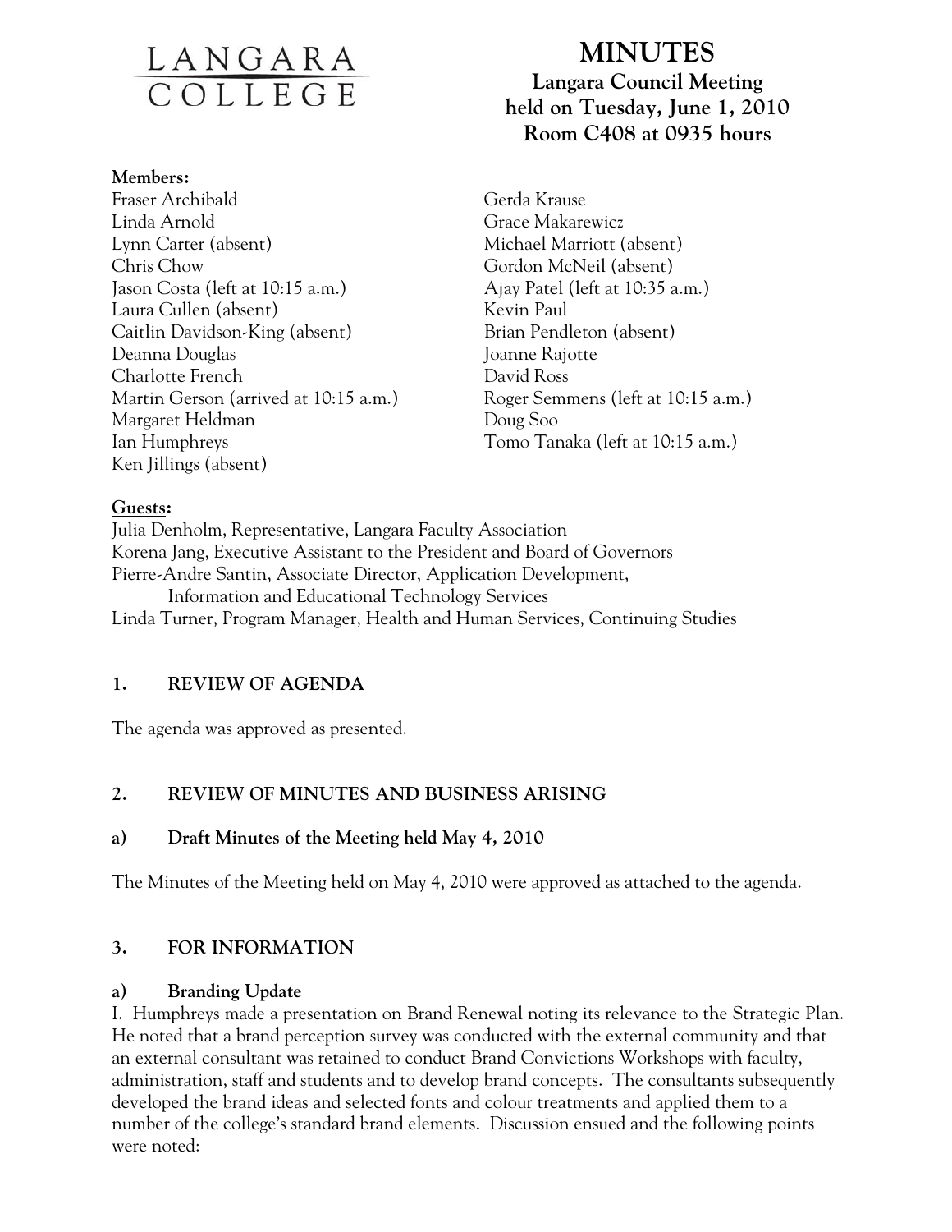LANGARA COLLEGE

# MINUTES

## Langara Council Meeting held on Tuesday, June 1, 2010 Room C408 at 0935 hours

**Members:**

Fraser Archibald
Linda Arnold
Lynn Carter (absent)
Chris Chow
Jason Costa (left at 10:15 a.m.)
Laura Cullen (absent)
Caitlin Davidson-King (absent)
Deanna Douglas
Charlotte French
Martin Gerson (arrived at 10:15 a.m.)
Margaret Heldman
Ian Humphreys
Ken Jillings (absent)
Gerda Krause
Grace Makarewicz
Michael Marriott (absent)
Gordon McNeil (absent)
Ajay Patel (left at 10:35 a.m.)
Kevin Paul
Brian Pendleton (absent)
Joanne Rajotte
David Ross
Roger Semmens (left at 10:15 a.m.)
Doug Soo
Tomo Tanaka (left at 10:15 a.m.)

**Guests:**

Julia Denholm, Representative, Langara Faculty Association
Korena Jang, Executive Assistant to the President and Board of Governors
Pierre-Andre Santin, Associate Director, Application Development, Information and Educational Technology Services
Linda Turner, Program Manager, Health and Human Services, Continuing Studies

### 1. REVIEW OF AGENDA

The agenda was approved as presented.

### 2. REVIEW OF MINUTES AND BUSINESS ARISING

#### a) Draft Minutes of the Meeting held May 4, 2010

The Minutes of the Meeting held on May 4, 2010 were approved as attached to the agenda.

### 3. FOR INFORMATION

#### a) Branding Update

I. Humphreys made a presentation on Brand Renewal noting its relevance to the Strategic Plan. He noted that a brand perception survey was conducted with the external community and that an external consultant was retained to conduct Brand Convictions Workshops with faculty, administration, staff and students and to develop brand concepts. The consultants subsequently developed the brand ideas and selected fonts and colour treatments and applied them to a number of the college's standard brand elements. Discussion ensued and the following points were noted: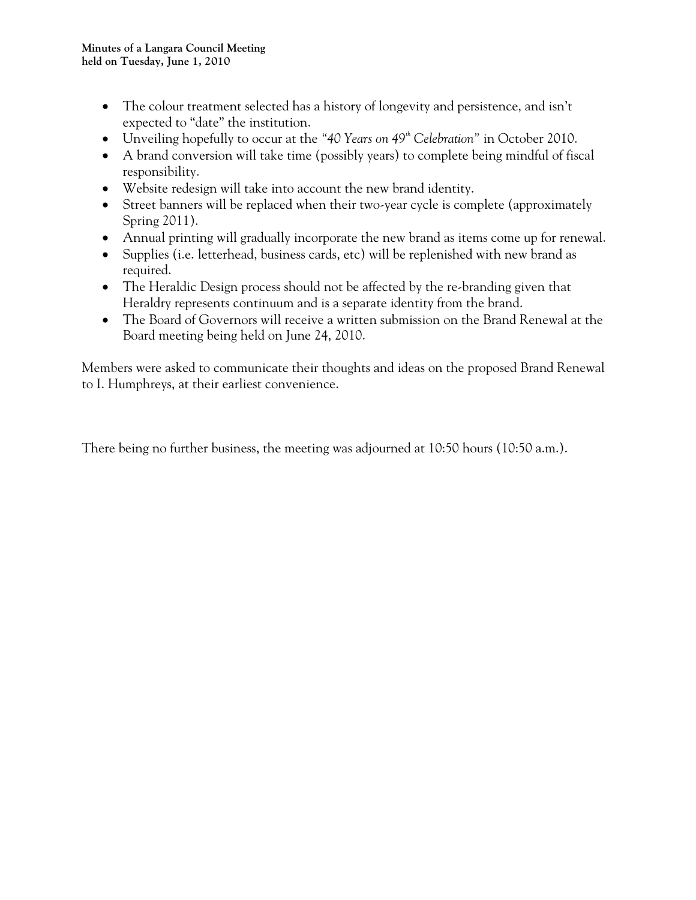- The colour treatment selected has a history of longevity and persistence, and isn't expected to "date" the institution.
- Unveiling hopefully to occur at the *"40 Years on 49th Celebration"* in October 2010.
- A brand conversion will take time (possibly years) to complete being mindful of fiscal responsibility.
- Website redesign will take into account the new brand identity.
- Street banners will be replaced when their two-year cycle is complete (approximately Spring 2011).
- Annual printing will gradually incorporate the new brand as items come up for renewal.
- Supplies (i.e. letterhead, business cards, etc) will be replenished with new brand as required.
- The Heraldic Design process should not be affected by the re-branding given that Heraldry represents continuum and is a separate identity from the brand.
- The Board of Governors will receive a written submission on the Brand Renewal at the Board meeting being held on June 24, 2010.

Members were asked to communicate their thoughts and ideas on the proposed Brand Renewal to I. Humphreys, at their earliest convenience.

There being no further business, the meeting was adjourned at 10:50 hours (10:50 a.m.).